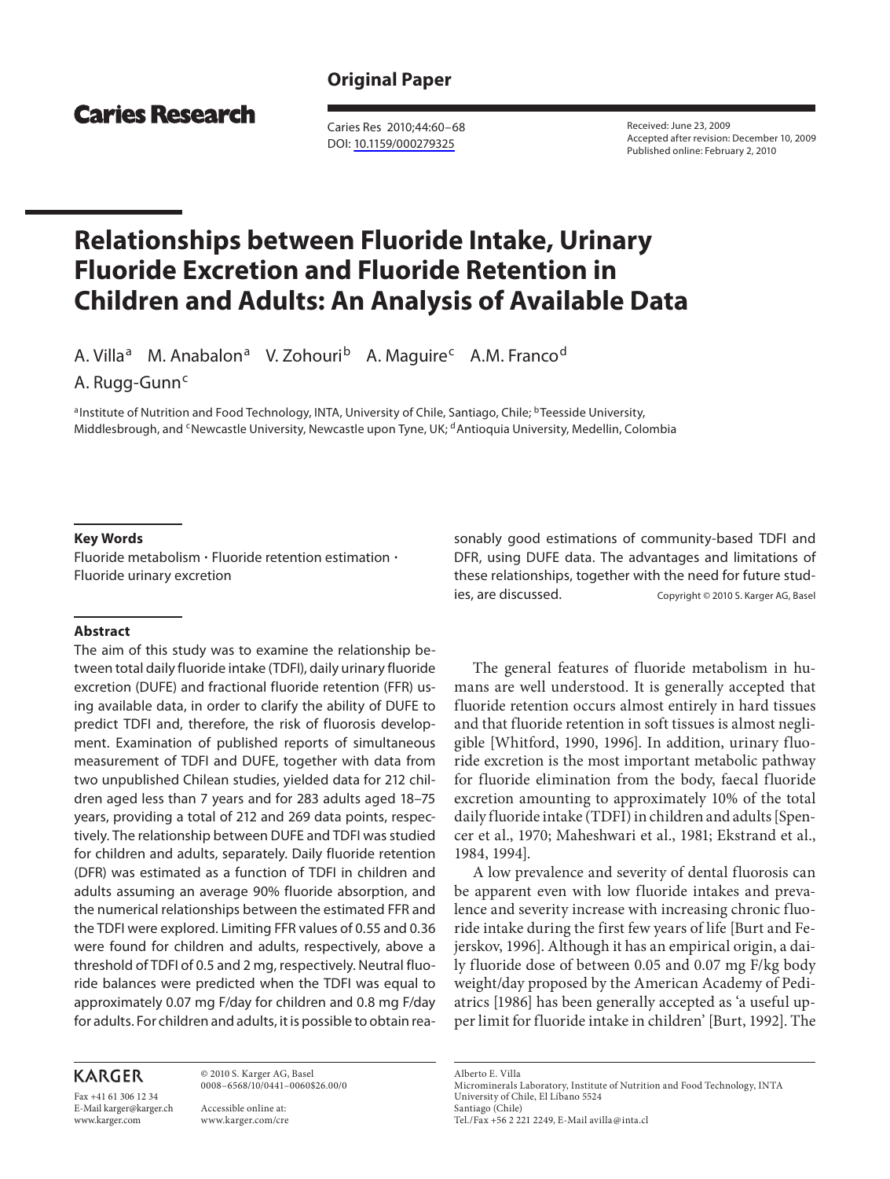**Original Paper**

**Caries Research**

Caries Res 2010;44:60–68
DOI: 10.1159/000279325

Received: June 23, 2009
Accepted after revision: December 10, 2009
Published online: February 2, 2010

# Relationships between Fluoride Intake, Urinary Fluoride Excretion and Fluoride Retention in Children and Adults: An Analysis of Available Data

A. Villa[a] M. Anabalon[a] V. Zohouri[b] A. Maguire[c] A.M. Franco[d] A. Rugg-Gunn[c]

[a]Institute of Nutrition and Food Technology, INTA, University of Chile, Santiago, Chile; [b]Teesside University, Middlesbrough, and [c]Newcastle University, Newcastle upon Tyne, UK; [d]Antioquia University, Medellin, Colombia

## Key Words

Fluoride metabolism · Fluoride retention estimation · Fluoride urinary excretion

## Abstract

The aim of this study was to examine the relationship between total daily fluoride intake (TDFI), daily urinary fluoride excretion (DUFE) and fractional fluoride retention (FFR) using available data, in order to clarify the ability of DUFE to predict TDFI and, therefore, the risk of fluorosis development. Examination of published reports of simultaneous measurement of TDFI and DUFE, together with data from two unpublished Chilean studies, yielded data for 212 children aged less than 7 years and for 283 adults aged 18–75 years, providing a total of 212 and 269 data points, respectively. The relationship between DUFE and TDFI was studied for children and adults, separately. Daily fluoride retention (DFR) was estimated as a function of TDFI in children and adults assuming an average 90% fluoride absorption, and the numerical relationships between the estimated FFR and the TDFI were explored. Limiting FFR values of 0.55 and 0.36 were found for children and adults, respectively, above a threshold of TDFI of 0.5 and 2 mg, respectively. Neutral fluoride balances were predicted when the TDFI was equal to approximately 0.07 mg F/day for children and 0.8 mg F/day for adults. For children and adults, it is possible to obtain reasonably good estimations of community-based TDFI and DFR, using DUFE data. The advantages and limitations of these relationships, together with the need for future studies, are discussed.

Copyright © 2010 S. Karger AG, Basel

The general features of fluoride metabolism in humans are well understood. It is generally accepted that fluoride retention occurs almost entirely in hard tissues and that fluoride retention in soft tissues is almost negligible [Whitford, 1990, 1996]. In addition, urinary fluoride excretion is the most important metabolic pathway for fluoride elimination from the body, faecal fluoride excretion amounting to approximately 10% of the total daily fluoride intake (TDFI) in children and adults [Spencer et al., 1970; Maheshwari et al., 1981; Ekstrand et al., 1984, 1994].

A low prevalence and severity of dental fluorosis can be apparent even with low fluoride intakes and prevalence and severity increase with increasing chronic fluoride intake during the first few years of life [Burt and Fejerskov, 1996]. Although it has an empirical origin, a daily fluoride dose of between 0.05 and 0.07 mg F/kg body weight/day proposed by the American Academy of Pediatrics [1986] has been generally accepted as 'a useful upper limit for fluoride intake in children' [Burt, 1992]. The

KARGER

Fax +41 61 306 12 34
E-Mail karger@karger.ch
www.karger.com

© 2010 S. Karger AG, Basel
0008–6568/10/0441–0060$26.00/0

Accessible online at:
www.karger.com/cre

Alberto E. Villa
Microminerals Laboratory, Institute of Nutrition and Food Technology, INTA
University of Chile, El Líbano 5524
Santiago (Chile)
Tel./Fax +56 2 221 2249, E-Mail avilla@inta.cl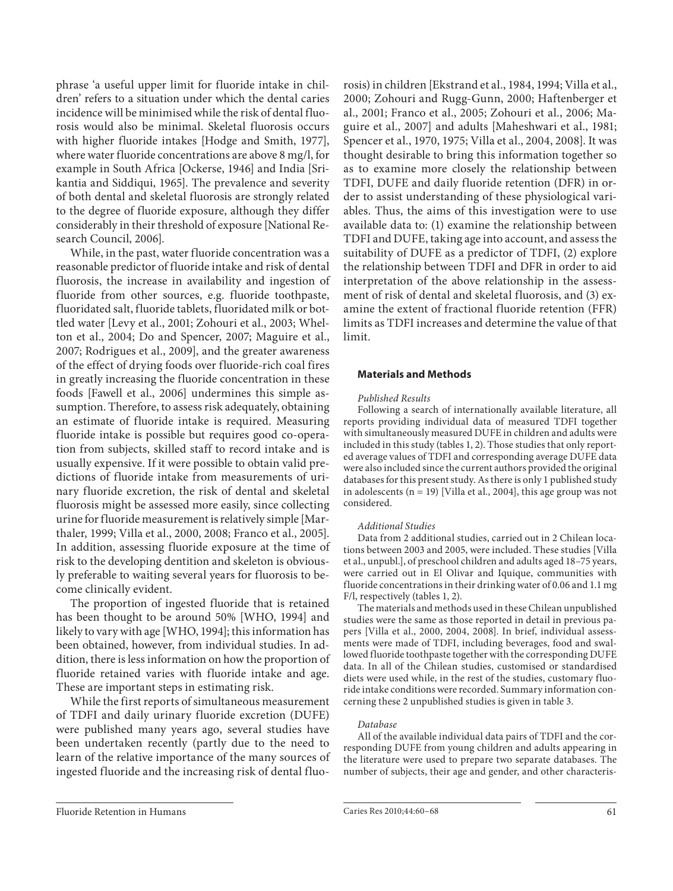phrase 'a useful upper limit for fluoride intake in children' refers to a situation under which the dental caries incidence will be minimised while the risk of dental fluorosis would also be minimal. Skeletal fluorosis occurs with higher fluoride intakes [Hodge and Smith, 1977], where water fluoride concentrations are above 8 mg/l, for example in South Africa [Ockerse, 1946] and India [Srikantia and Siddiqui, 1965]. The prevalence and severity of both dental and skeletal fluorosis are strongly related to the degree of fluoride exposure, although they differ considerably in their threshold of exposure [National Research Council, 2006].

While, in the past, water fluoride concentration was a reasonable predictor of fluoride intake and risk of dental fluorosis, the increase in availability and ingestion of fluoride from other sources, e.g. fluoride toothpaste, fluoridated salt, fluoride tablets, fluoridated milk or bottled water [Levy et al., 2001; Zohouri et al., 2003; Whelton et al., 2004; Do and Spencer, 2007; Maguire et al., 2007; Rodrigues et al., 2009], and the greater awareness of the effect of drying foods over fluoride-rich coal fires in greatly increasing the fluoride concentration in these foods [Fawell et al., 2006] undermines this simple assumption. Therefore, to assess risk adequately, obtaining an estimate of fluoride intake is required. Measuring fluoride intake is possible but requires good co-operation from subjects, skilled staff to record intake and is usually expensive. If it were possible to obtain valid predictions of fluoride intake from measurements of urinary fluoride excretion, the risk of dental and skeletal fluorosis might be assessed more easily, since collecting urine for fluoride measurement is relatively simple [Marthaler, 1999; Villa et al., 2000, 2008; Franco et al., 2005]. In addition, assessing fluoride exposure at the time of risk to the developing dentition and skeleton is obviously preferable to waiting several years for fluorosis to become clinically evident.

The proportion of ingested fluoride that is retained has been thought to be around 50% [WHO, 1994] and likely to vary with age [WHO, 1994]; this information has been obtained, however, from individual studies. In addition, there is less information on how the proportion of fluoride retained varies with fluoride intake and age. These are important steps in estimating risk.

While the first reports of simultaneous measurement of TDFI and daily urinary fluoride excretion (DUFE) were published many years ago, several studies have been undertaken recently (partly due to the need to learn of the relative importance of the many sources of ingested fluoride and the increasing risk of dental fluorosis) in children [Ekstrand et al., 1984, 1994; Villa et al., 2000; Zohouri and Rugg-Gunn, 2000; Haftenberger et al., 2001; Franco et al., 2005; Zohouri et al., 2006; Maguire et al., 2007] and adults [Maheshwari et al., 1981; Spencer et al., 1970, 1975; Villa et al., 2004, 2008]. It was thought desirable to bring this information together so as to examine more closely the relationship between TDFI, DUFE and daily fluoride retention (DFR) in order to assist understanding of these physiological variables. Thus, the aims of this investigation were to use available data to: (1) examine the relationship between TDFI and DUFE, taking age into account, and assess the suitability of DUFE as a predictor of TDFI, (2) explore the relationship between TDFI and DFR in order to aid interpretation of the above relationship in the assessment of risk of dental and skeletal fluorosis, and (3) examine the extent of fractional fluoride retention (FFR) limits as TDFI increases and determine the value of that limit.

## Materials and Methods

*Published Results*

Following a search of internationally available literature, all reports providing individual data of measured TDFI together with simultaneously measured DUFE in children and adults were included in this study (tables 1, 2). Those studies that only reported average values of TDFI and corresponding average DUFE data were also included since the current authors provided the original databases for this present study. As there is only 1 published study in adolescents (n = 19) [Villa et al., 2004], this age group was not considered.

*Additional Studies*

Data from 2 additional studies, carried out in 2 Chilean locations between 2003 and 2005, were included. These studies [Villa et al., unpubl.], of preschool children and adults aged 18–75 years, were carried out in El Olivar and Iquique, communities with fluoride concentrations in their drinking water of 0.06 and 1.1 mg F/l, respectively (tables 1, 2).

The materials and methods used in these Chilean unpublished studies were the same as those reported in detail in previous papers [Villa et al., 2000, 2004, 2008]. In brief, individual assessments were made of TDFI, including beverages, food and swallowed fluoride toothpaste together with the corresponding DUFE data. In all of the Chilean studies, customised or standardised diets were used while, in the rest of the studies, customary fluoride intake conditions were recorded. Summary information concerning these 2 unpublished studies is given in table 3.

*Database*

All of the available individual data pairs of TDFI and the corresponding DUFE from young children and adults appearing in the literature were used to prepare two separate databases. The number of subjects, their age and gender, and other characteris-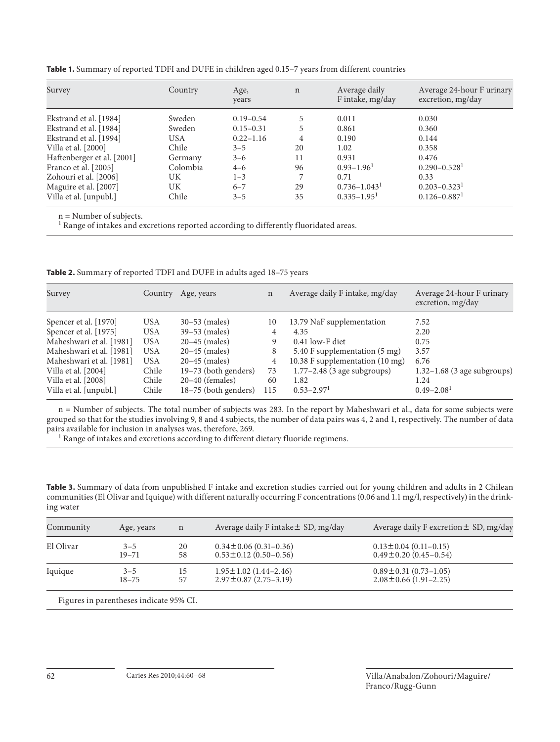**Table 1.** Summary of reported TDFI and DUFE in children aged 0.15–7 years from different countries

| Survey | Country | Age, years | n | Average daily F intake, mg/day | Average 24-hour F urinary excretion, mg/day |
|---|---|---|---|---|---|
| Ekstrand et al. [1984] | Sweden | 0.19–0.54 | 5 | 0.011 | 0.030 |
| Ekstrand et al. [1984] | Sweden | 0.15–0.31 | 5 | 0.861 | 0.360 |
| Ekstrand et al. [1994] | USA | 0.22–1.16 | 4 | 0.190 | 0.144 |
| Villa et al. [2000] | Chile | 3–5 | 20 | 1.02 | 0.358 |
| Haftenberger et al. [2001] | Germany | 3–6 | 11 | 0.931 | 0.476 |
| Franco et al. [2005] | Colombia | 4–6 | 96 | 0.93–1.96[1] | 0.290–0.528[1] |
| Zohouri et al. [2006] | UK | 1–3 | 7 | 0.71 | 0.33 |
| Maguire et al. [2007] | UK | 6–7 | 29 | 0.736–1.043[1] | 0.203–0.323[1] |
| Villa et al. [unpubl.] | Chile | 3–5 | 35 | 0.335–1.95[1] | 0.126–0.887[1] |

n = Number of subjects.
[1] Range of intakes and excretions reported according to differently fluoridated areas.

**Table 2.** Summary of reported TDFI and DUFE in adults aged 18–75 years

| Survey | Country | Age, years | n | Average daily F intake, mg/day | Average 24-hour F urinary excretion, mg/day |
|---|---|---|---|---|---|
| Spencer et al. [1970] | USA | 30–53 (males) | 10 | 13.79 NaF supplementation | 7.52 |
| Spencer et al. [1975] | USA | 39–53 (males) | 4 | 4.35 | 2.20 |
| Maheshwari et al. [1981] | USA | 20–45 (males) | 9 | 0.41 low-F diet | 0.75 |
| Maheshwari et al. [1981] | USA | 20–45 (males) | 8 | 5.40 F supplementation (5 mg) | 3.57 |
| Maheshwari et al. [1981] | USA | 20–45 (males) | 4 | 10.38 F supplementation (10 mg) | 6.76 |
| Villa et al. [2004] | Chile | 19–73 (both genders) | 73 | 1.77–2.48 (3 age subgroups) | 1.32–1.68 (3 age subgroups) |
| Villa et al. [2008] | Chile | 20–40 (females) | 60 | 1.82 | 1.24 |
| Villa et al. [unpubl.] | Chile | 18–75 (both genders) | 115 | 0.53–2.97[1] | 0.49–2.08[1] |

n = Number of subjects. The total number of subjects was 283. In the report by Maheshwari et al., data for some subjects were grouped so that for the studies involving 9, 8 and 4 subjects, the number of data pairs was 4, 2 and 1, respectively. The number of data pairs available for inclusion in analyses was, therefore, 269.
[1] Range of intakes and excretions according to different dietary fluoride regimens.

**Table 3.** Summary of data from unpublished F intake and excretion studies carried out for young children and adults in 2 Chilean communities (El Olivar and Iquique) with different naturally occurring F concentrations (0.06 and 1.1 mg/l, respectively) in the drinking water

| Community | Age, years | n | Average daily F intake ± SD, mg/day | Average daily F excretion ± SD, mg/day |
|---|---|---|---|---|
| El Olivar | 3–5 | 20 | 0.34 ± 0.06 (0.31–0.36) | 0.13 ± 0.04 (0.11–0.15) |
| | 19–71 | 58 | 0.53 ± 0.12 (0.50–0.56) | 0.49 ± 0.20 (0.45–0.54) |
| Iquique | 3–5 | 15 | 1.95 ± 1.02 (1.44–2.46) | 0.89 ± 0.31 (0.73–1.05) |
| | 18–75 | 57 | 2.97 ± 0.87 (2.75–3.19) | 2.08 ± 0.66 (1.91–2.25) |

Figures in parentheses indicate 95% CI.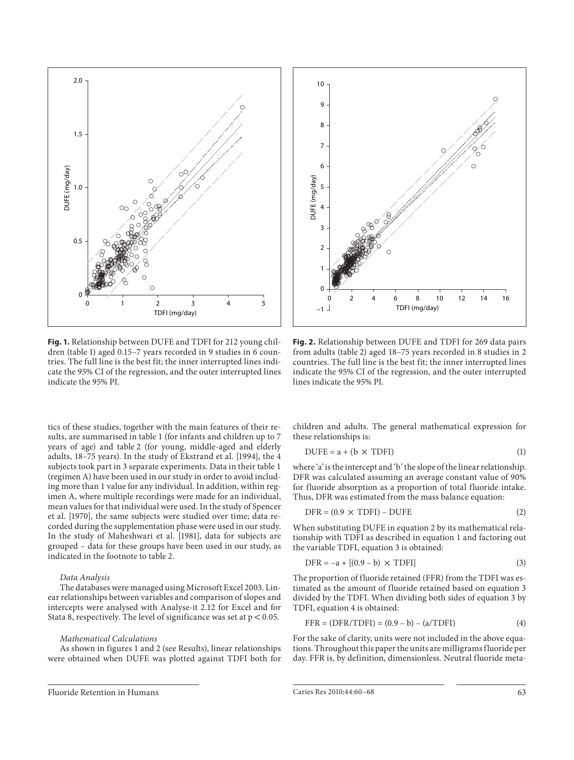**Fig. 1.** Relationship between DUFE and TDFI for 212 young children (table 1) aged 0.15–7 years recorded in 9 studies in 6 countries. The full line is the best fit; the inner interrupted lines indicate the 95% CI of the regression, and the outer interrupted lines indicate the 95% PI.

**Fig. 2.** Relationship between DUFE and TDFI for 269 data pairs from adults (table 2) aged 18–75 years recorded in 8 studies in 2 countries. The full line is the best fit; the inner interrupted lines indicate the 95% CI of the regression, and the outer interrupted lines indicate the 95% PI.

tics of these studies, together with the main features of their results, are summarised in table 1 (for infants and children up to 7 years of age) and table 2 (for young, middle-aged and elderly adults, 18–75 years). In the study of Ekstrand et al. [1994], the 4 subjects took part in 3 separate experiments. Data in their table 1 (regimen A) have been used in our study in order to avoid including more than 1 value for any individual. In addition, within regimen A, where multiple recordings were made for an individual, mean values for that individual were used. In the study of Spencer et al. [1970], the same subjects were studied over time; data recorded during the supplementation phase were used in our study. In the study of Maheshwari et al. [1981], data for subjects are grouped – data for these groups have been used in our study, as indicated in the footnote to table 2.

*Data Analysis*

The databases were managed using Microsoft Excel 2003. Linear relationships between variables and comparison of slopes and intercepts were analysed with Analyse-it 2.12 for Excel and for Stata 8, respectively. The level of significance was set at $p < 0.05$.

*Mathematical Calculations*

As shown in figures 1 and 2 (see Results), linear relationships were obtained when DUFE was plotted against TDFI both for children and adults. The general mathematical expression for these relationships is:

$$\text{DUFE} = a + (b \times \text{TDFI}) \quad (1)$$

where 'a' is the intercept and 'b' the slope of the linear relationship. DFR was calculated assuming an average constant value of 90% for fluoride absorption as a proportion of total fluoride intake. Thus, DFR was estimated from the mass balance equation:

$$\text{DFR} = (0.9 \times \text{TDFI}) - \text{DUFE} \quad (2)$$

When substituting DUFE in equation 2 by its mathematical relationship with TDFI as described in equation 1 and factoring out the variable TDFI, equation 3 is obtained:

$$\text{DFR} = -a + [(0.9 - b) \times \text{TDFI}] \quad (3)$$

The proportion of fluoride retained (FFR) from the TDFI was estimated as the amount of fluoride retained based on equation 3 divided by the TDFI. When dividing both sides of equation 3 by TDFI, equation 4 is obtained:

$$\text{FFR} = (\text{DFR}/\text{TDFI}) = (0.9 - b) - (a/\text{TDFI}) \quad (4)$$

For the sake of clarity, units were not included in the above equations. Throughout this paper the units are milligrams fluoride per day. FFR is, by definition, dimensionless. Neutral fluoride meta-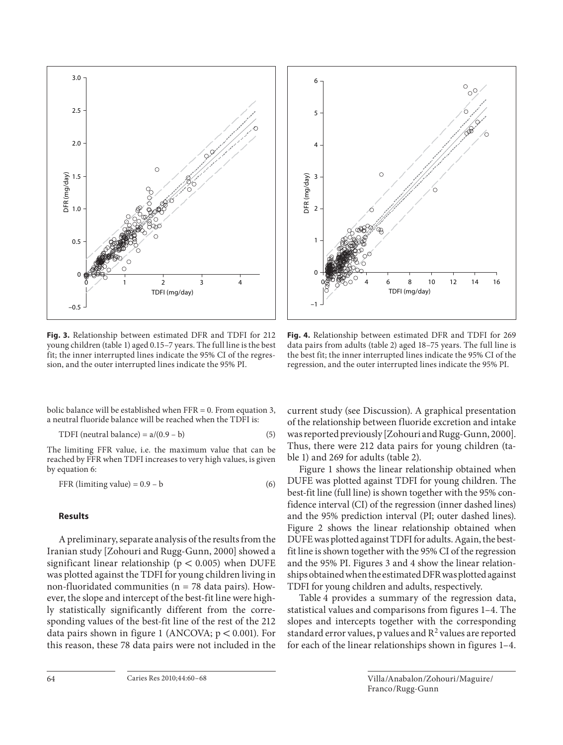**Fig. 3.** Relationship between estimated DFR and TDFI for 212 young children (table 1) aged 0.15–7 years. The full line is the best fit; the inner interrupted lines indicate the 95% CI of the regression, and the outer interrupted lines indicate the 95% PI.

**Fig. 4.** Relationship between estimated DFR and TDFI for 269 data pairs from adults (table 2) aged 18–75 years. The full line is the best fit; the inner interrupted lines indicate the 95% CI of the regression, and the outer interrupted lines indicate the 95% PI.

bolic balance will be established when FFR = 0. From equation 3, a neutral fluoride balance will be reached when the TDFI is:

$$\text{TDFI (neutral balance)} = a/(0.9 - b) \tag{5}$$

The limiting FFR value, i.e. the maximum value that can be reached by FFR when TDFI increases to very high values, is given by equation 6:

$$\text{FFR (limiting value)} = 0.9 - b \tag{6}$$

### Results

A preliminary, separate analysis of the results from the Iranian study [Zohouri and Rugg-Gunn, 2000] showed a significant linear relationship ($p < 0.005$) when DUFE was plotted against the TDFI for young children living in non-fluoridated communities (n = 78 data pairs). However, the slope and intercept of the best-fit line were highly statistically significantly different from the corresponding values of the best-fit line of the rest of the 212 data pairs shown in figure 1 (ANCOVA; $p < 0.001$). For this reason, these 78 data pairs were not included in the current study (see Discussion). A graphical presentation of the relationship between fluoride excretion and intake was reported previously [Zohouri and Rugg-Gunn, 2000]. Thus, there were 212 data pairs for young children (table 1) and 269 for adults (table 2).

Figure 1 shows the linear relationship obtained when DUFE was plotted against TDFI for young children. The best-fit line (full line) is shown together with the 95% confidence interval (CI) of the regression (inner dashed lines) and the 95% prediction interval (PI; outer dashed lines). Figure 2 shows the linear relationship obtained when DUFE was plotted against TDFI for adults. Again, the best-fit line is shown together with the 95% CI of the regression and the 95% PI. Figures 3 and 4 show the linear relationships obtained when the estimated DFR was plotted against TDFI for young children and adults, respectively.

Table 4 provides a summary of the regression data, statistical values and comparisons from figures 1–4. The slopes and intercepts together with the corresponding standard error values, p values and $R^2$ values are reported for each of the linear relationships shown in figures 1–4.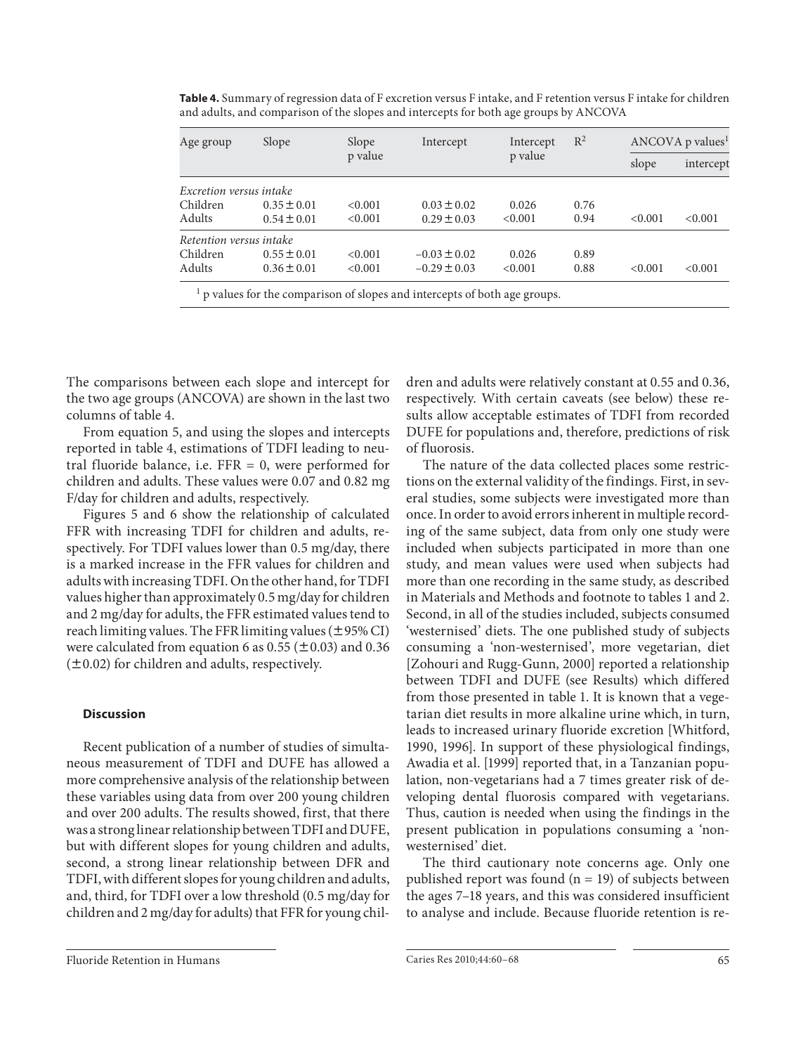**Table 4.** Summary of regression data of F excretion versus F intake, and F retention versus F intake for children and adults, and comparison of the slopes and intercepts for both age groups by ANCOVA

| Age group | Slope | Slope p value | Intercept | Intercept p value | $R^2$ | ANCOVA p values[1] | |
|---|---|---|---|---|---|---|---|
| | | | | | | slope | intercept |
| *Excretion versus intake* | | | | | | | |
| Children | $0.35 \pm 0.01$ | <0.001 | $0.03 \pm 0.02$ | 0.026 | 0.76 | | |
| Adults | $0.54 \pm 0.01$ | <0.001 | $0.29 \pm 0.03$ | <0.001 | 0.94 | <0.001 | <0.001 |
| *Retention versus intake* | | | | | | | |
| Children | $0.55 \pm 0.01$ | <0.001 | $-0.03 \pm 0.02$ | 0.026 | 0.89 | | |
| Adults | $0.36 \pm 0.01$ | <0.001 | $-0.29 \pm 0.03$ | <0.001 | 0.88 | <0.001 | <0.001 |

[1] p values for the comparison of slopes and intercepts of both age groups.

The comparisons between each slope and intercept for the two age groups (ANCOVA) are shown in the last two columns of table 4.

From equation 5, and using the slopes and intercepts reported in table 4, estimations of TDFI leading to neutral fluoride balance, i.e. FFR = 0, were performed for children and adults. These values were 0.07 and 0.82 mg F/day for children and adults, respectively.

Figures 5 and 6 show the relationship of calculated FFR with increasing TDFI for children and adults, respectively. For TDFI values lower than 0.5 mg/day, there is a marked increase in the FFR values for children and adults with increasing TDFI. On the other hand, for TDFI values higher than approximately 0.5 mg/day for children and 2 mg/day for adults, the FFR estimated values tend to reach limiting values. The FFR limiting values (±95% CI) were calculated from equation 6 as 0.55 (±0.03) and 0.36 (±0.02) for children and adults, respectively.

## Discussion

Recent publication of a number of studies of simultaneous measurement of TDFI and DUFE has allowed a more comprehensive analysis of the relationship between these variables using data from over 200 young children and over 200 adults. The results showed, first, that there was a strong linear relationship between TDFI and DUFE, but with different slopes for young children and adults, second, a strong linear relationship between DFR and TDFI, with different slopes for young children and adults, and, third, for TDFI over a low threshold (0.5 mg/day for children and 2 mg/day for adults) that FFR for young children and adults were relatively constant at 0.55 and 0.36, respectively. With certain caveats (see below) these results allow acceptable estimates of TDFI from recorded DUFE for populations and, therefore, predictions of risk of fluorosis.

The nature of the data collected places some restrictions on the external validity of the findings. First, in several studies, some subjects were investigated more than once. In order to avoid errors inherent in multiple recording of the same subject, data from only one study were included when subjects participated in more than one study, and mean values were used when subjects had more than one recording in the same study, as described in Materials and Methods and footnote to tables 1 and 2. Second, in all of the studies included, subjects consumed 'westernised' diets. The one published study of subjects consuming a 'non-westernised', more vegetarian, diet [Zohouri and Rugg-Gunn, 2000] reported a relationship between TDFI and DUFE (see Results) which differed from those presented in table 1. It is known that a vegetarian diet results in more alkaline urine which, in turn, leads to increased urinary fluoride excretion [Whitford, 1990, 1996]. In support of these physiological findings, Awadia et al. [1999] reported that, in a Tanzanian population, non-vegetarians had a 7 times greater risk of developing dental fluorosis compared with vegetarians. Thus, caution is needed when using the findings in the present publication in populations consuming a 'non-westernised' diet.

The third cautionary note concerns age. Only one published report was found (n = 19) of subjects between the ages 7–18 years, and this was considered insufficient to analyse and include. Because fluoride retention is re-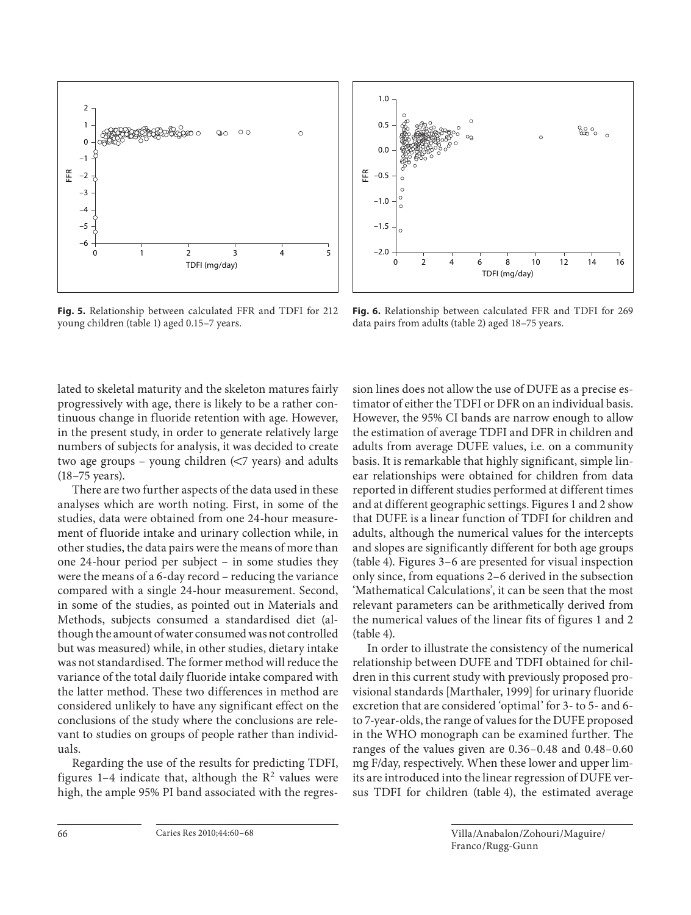Fig. 5. Relationship between calculated FFR and TDFI for 212 young children (table 1) aged 0.15–7 years.

Fig. 6. Relationship between calculated FFR and TDFI for 269 data pairs from adults (table 2) aged 18–75 years.

lated to skeletal maturity and the skeleton matures fairly progressively with age, there is likely to be a rather continuous change in fluoride retention with age. However, in the present study, in order to generate relatively large numbers of subjects for analysis, it was decided to create two age groups – young children (<7 years) and adults (18–75 years).

There are two further aspects of the data used in these analyses which are worth noting. First, in some of the studies, data were obtained from one 24-hour measurement of fluoride intake and urinary collection while, in other studies, the data pairs were the means of more than one 24-hour period per subject – in some studies they were the means of a 6-day record – reducing the variance compared with a single 24-hour measurement. Second, in some of the studies, as pointed out in Materials and Methods, subjects consumed a standardised diet (although the amount of water consumed was not controlled but was measured) while, in other studies, dietary intake was not standardised. The former method will reduce the variance of the total daily fluoride intake compared with the latter method. These two differences in method are considered unlikely to have any significant effect on the conclusions of the study where the conclusions are relevant to studies on groups of people rather than individuals.

Regarding the use of the results for predicting TDFI, figures 1–4 indicate that, although the $R^2$ values were high, the ample 95% PI band associated with the regression lines does not allow the use of DUFE as a precise estimator of either the TDFI or DFR on an individual basis. However, the 95% CI bands are narrow enough to allow the estimation of average TDFI and DFR in children and adults from average DUFE values, i.e. on a community basis. It is remarkable that highly significant, simple linear relationships were obtained for children from data reported in different studies performed at different times and at different geographic settings. Figures 1 and 2 show that DUFE is a linear function of TDFI for children and adults, although the numerical values for the intercepts and slopes are significantly different for both age groups (table 4). Figures 3–6 are presented for visual inspection only since, from equations 2–6 derived in the subsection 'Mathematical Calculations', it can be seen that the most relevant parameters can be arithmetically derived from the numerical values of the linear fits of figures 1 and 2 (table 4).

In order to illustrate the consistency of the numerical relationship between DUFE and TDFI obtained for children in this current study with previously proposed provisional standards [Marthaler, 1999] for urinary fluoride excretion that are considered 'optimal' for 3- to 5- and 6- to 7-year-olds, the range of values for the DUFE proposed in the WHO monograph can be examined further. The ranges of the values given are 0.36–0.48 and 0.48–0.60 mg F/day, respectively. When these lower and upper limits are introduced into the linear regression of DUFE versus TDFI for children (table 4), the estimated average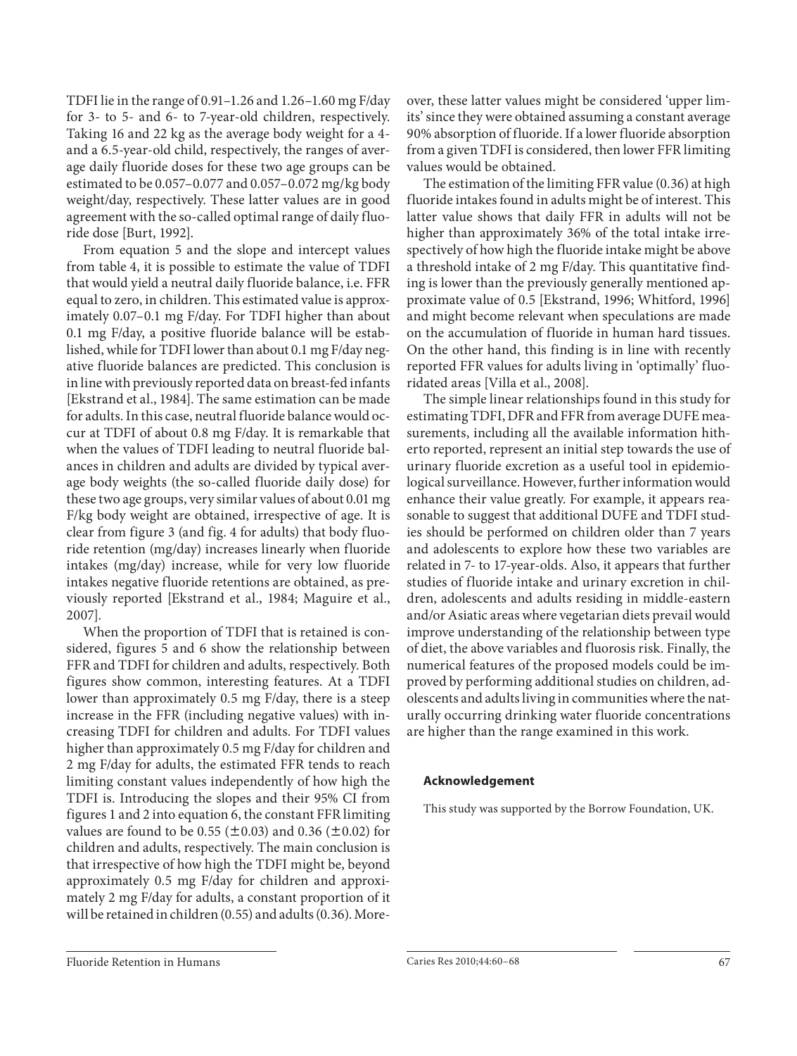TDFI lie in the range of 0.91–1.26 and 1.26–1.60 mg F/day for 3- to 5- and 6- to 7-year-old children, respectively. Taking 16 and 22 kg as the average body weight for a 4- and a 6.5-year-old child, respectively, the ranges of average daily fluoride doses for these two age groups can be estimated to be 0.057–0.077 and 0.057–0.072 mg/kg body weight/day, respectively. These latter values are in good agreement with the so-called optimal range of daily fluoride dose [Burt, 1992].

From equation 5 and the slope and intercept values from table 4, it is possible to estimate the value of TDFI that would yield a neutral daily fluoride balance, i.e. FFR equal to zero, in children. This estimated value is approximately 0.07–0.1 mg F/day. For TDFI higher than about 0.1 mg F/day, a positive fluoride balance will be established, while for TDFI lower than about 0.1 mg F/day negative fluoride balances are predicted. This conclusion is in line with previously reported data on breast-fed infants [Ekstrand et al., 1984]. The same estimation can be made for adults. In this case, neutral fluoride balance would occur at TDFI of about 0.8 mg F/day. It is remarkable that when the values of TDFI leading to neutral fluoride balances in children and adults are divided by typical average body weights (the so-called fluoride daily dose) for these two age groups, very similar values of about 0.01 mg F/kg body weight are obtained, irrespective of age. It is clear from figure 3 (and fig. 4 for adults) that body fluoride retention (mg/day) increases linearly when fluoride intakes (mg/day) increase, while for very low fluoride intakes negative fluoride retentions are obtained, as previously reported [Ekstrand et al., 1984; Maguire et al., 2007].

When the proportion of TDFI that is retained is considered, figures 5 and 6 show the relationship between FFR and TDFI for children and adults, respectively. Both figures show common, interesting features. At a TDFI lower than approximately 0.5 mg F/day, there is a steep increase in the FFR (including negative values) with increasing TDFI for children and adults. For TDFI values higher than approximately 0.5 mg F/day for children and 2 mg F/day for adults, the estimated FFR tends to reach limiting constant values independently of how high the TDFI is. Introducing the slopes and their 95% CI from figures 1 and 2 into equation 6, the constant FFR limiting values are found to be 0.55 (±0.03) and 0.36 (±0.02) for children and adults, respectively. The main conclusion is that irrespective of how high the TDFI might be, beyond approximately 0.5 mg F/day for children and approximately 2 mg F/day for adults, a constant proportion of it will be retained in children (0.55) and adults (0.36). Moreover, these latter values might be considered 'upper limits' since they were obtained assuming a constant average 90% absorption of fluoride. If a lower fluoride absorption from a given TDFI is considered, then lower FFR limiting values would be obtained.

The estimation of the limiting FFR value (0.36) at high fluoride intakes found in adults might be of interest. This latter value shows that daily FFR in adults will not be higher than approximately 36% of the total intake irrespectively of how high the fluoride intake might be above a threshold intake of 2 mg F/day. This quantitative finding is lower than the previously generally mentioned approximate value of 0.5 [Ekstrand, 1996; Whitford, 1996] and might become relevant when speculations are made on the accumulation of fluoride in human hard tissues. On the other hand, this finding is in line with recently reported FFR values for adults living in 'optimally' fluoridated areas [Villa et al., 2008].

The simple linear relationships found in this study for estimating TDFI, DFR and FFR from average DUFE measurements, including all the available information hitherto reported, represent an initial step towards the use of urinary fluoride excretion as a useful tool in epidemiological surveillance. However, further information would enhance their value greatly. For example, it appears reasonable to suggest that additional DUFE and TDFI studies should be performed on children older than 7 years and adolescents to explore how these two variables are related in 7- to 17-year-olds. Also, it appears that further studies of fluoride intake and urinary excretion in children, adolescents and adults residing in middle-eastern and/or Asiatic areas where vegetarian diets prevail would improve understanding of the relationship between type of diet, the above variables and fluorosis risk. Finally, the numerical features of the proposed models could be improved by performing additional studies on children, adolescents and adults living in communities where the naturally occurring drinking water fluoride concentrations are higher than the range examined in this work.

## Acknowledgement

This study was supported by the Borrow Foundation, UK.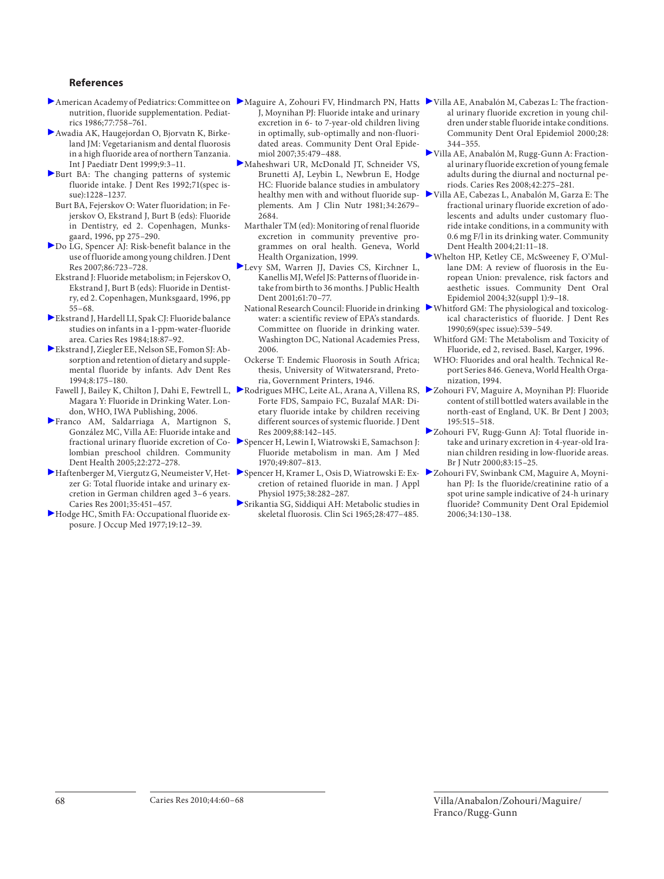## References

- American Academy of Pediatrics: Committee on nutrition, fluoride supplementation. Pediatrics 1986;77:758–761.
- Awadia AK, Haugejordan O, Bjorvatn K, Birkeland JM: Vegetarianism and dental fluorosis in a high fluoride area of northern Tanzania. Int J Paediatr Dent 1999;9:3–11.
- Burt BA: The changing patterns of systemic fluoride intake. J Dent Res 1992;71(spec issue):1228–1237.
- Burt BA, Fejerskov O: Water fluoridation; in Fejerskov O, Ekstrand J, Burt B (eds): Fluoride in Dentistry, ed 2. Copenhagen, Munksgaard, 1996, pp 275–290.
- Do LG, Spencer AJ: Risk-benefit balance in the use of fluoride among young children. J Dent Res 2007;86:723–728.
- Ekstrand J: Fluoride metabolism; in Fejerskov O, Ekstrand J, Burt B (eds): Fluoride in Dentistry, ed 2. Copenhagen, Munksgaard, 1996, pp 55–68.
- Ekstrand J, Hardell LI, Spak CJ: Fluoride balance studies on infants in a 1-ppm-water-fluoride area. Caries Res 1984;18:87–92.
- Ekstrand J, Ziegler EE, Nelson SE, Fomon SJ: Absorption and retention of dietary and supplemental fluoride by infants. Adv Dent Res 1994;8:175–180.
- Fawell J, Bailey K, Chilton J, Dahi E, Fewtrell L, Magara Y: Fluoride in Drinking Water. London, WHO, IWA Publishing, 2006.
- Franco AM, Saldarriaga A, Martignon S, González MC, Villa AE: Fluoride intake and fractional urinary fluoride excretion of Colombian preschool children. Community Dent Health 2005;22:272–278.
- Haftenberger M, Viergutz G, Neumeister V, Hetzer G: Total fluoride intake and urinary excretion in German children aged 3–6 years. Caries Res 2001;35:451–457.
- Hodge HC, Smith FA: Occupational fluoride exposure. J Occup Med 1977;19:12–39.
- Maguire A, Zohouri FV, Hindmarch PN, Hatts J, Moynihan PJ: Fluoride intake and urinary excretion in 6- to 7-year-old children living in optimally, sub-optimally and non-fluoridated areas. Community Dent Oral Epidemiol 2007;35:479–488.
- Maheshwari UR, McDonald JT, Schneider VS, Brunetti AJ, Leybin L, Newbrun E, Hodge HC: Fluoride balance studies in ambulatory healthy men with and without fluoride supplements. Am J Clin Nutr 1981;34:2679–2684.
- Marthaler TM (ed): Monitoring of renal fluoride excretion in community preventive programmes on oral health. Geneva, World Health Organization, 1999.
- Levy SM, Warren JJ, Davies CS, Kirchner L, Kanellis MJ, Wefel JS: Patterns of fluoride intake from birth to 36 months. J Public Health Dent 2001;61:70–77.
- National Research Council: Fluoride in drinking water: a scientific review of EPA's standards. Committee on fluoride in drinking water. Washington DC, National Academies Press, 2006.
- Ockerse T: Endemic Fluorosis in South Africa; thesis, University of Witwatersrand, Pretoria, Government Printers, 1946.
- Rodrigues MHC, Leite AL, Arana A, Villena RS, Forte FDS, Sampaio FC, Buzalaf MAR: Dietary fluoride intake by children receiving different sources of systemic fluoride. J Dent Res 2009;88:142–145.
- Spencer H, Lewin I, Wiatrowski E, Samachson J: Fluoride metabolism in man. Am J Med 1970;49:807–813.
- Spencer H, Kramer L, Osis D, Wiatrowski E: Excretion of retained fluoride in man. J Appl Physiol 1975;38:282–287.
- Srikantia SG, Siddiqui AH: Metabolic studies in skeletal fluorosis. Clin Sci 1965;28:477–485.
- Villa AE, Anabalón M, Cabezas L: The fractional urinary fluoride excretion in young children under stable fluoride intake conditions. Community Dent Oral Epidemiol 2000;28:344–355.
- Villa AE, Anabalón M, Rugg-Gunn A: Fractional urinary fluoride excretion of young female adults during the diurnal and nocturnal periods. Caries Res 2008;42:275–281.
- Villa AE, Cabezas L, Anabalón M, Garza E: The fractional urinary fluoride excretion of adolescents and adults under customary fluoride intake conditions, in a community with 0.6 mg F/l in its drinking water. Community Dent Health 2004;21:11–18.
- Whelton HP, Ketley CE, McSweeney F, O'Mullane DM: A review of fluorosis in the European Union: prevalence, risk factors and aesthetic issues. Community Dent Oral Epidemiol 2004;32(suppl 1):9–18.
- Whitford GM: The physiological and toxicological characteristics of fluoride. J Dent Res 1990;69(spec issue):539–549.
- Whitford GM: The Metabolism and Toxicity of Fluoride, ed 2, revised. Basel, Karger, 1996.
- WHO: Fluorides and oral health. Technical Report Series 846. Geneva, World Health Organization, 1994.
- Zohouri FV, Maguire A, Moynihan PJ: Fluoride content of still bottled waters available in the north-east of England, UK. Br Dent J 2003;195:515–518.
- Zohouri FV, Rugg-Gunn AJ: Total fluoride intake and urinary excretion in 4-year-old Iranian children residing in low-fluoride areas. Br J Nutr 2000;83:15–25.
- Zohouri FV, Swinbank CM, Maguire A, Moynihan PJ: Is the fluoride/creatinine ratio of a spot urine sample indicative of 24-h urinary fluoride? Community Dent Oral Epidemiol 2006;34:130–138.